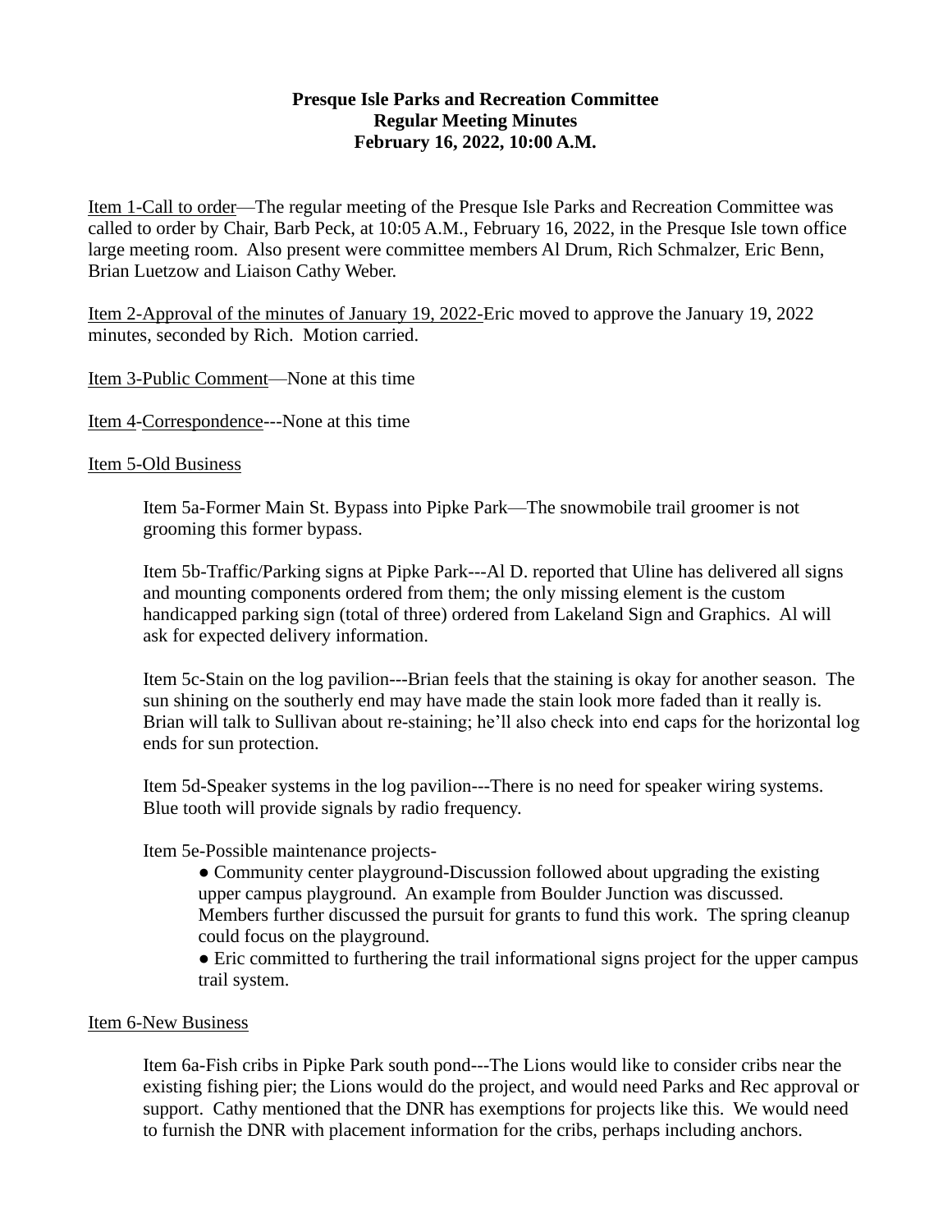**Presque Isle Parks and Recreation Committee**
**Regular Meeting Minutes**
**February 16, 2022, 10:00 A.M.**

<u>Item 1-Call to order</u>—The regular meeting of the Presque Isle Parks and Recreation Committee was called to order by Chair, Barb Peck, at 10:05 A.M., February 16, 2022, in the Presque Isle town office large meeting room. Also present were committee members Al Drum, Rich Schmalzer, Eric Benn, Brian Luetzow and Liaison Cathy Weber.

<u>Item 2-Approval of the minutes of January 19, 2022</u>-Eric moved to approve the January 19, 2022 minutes, seconded by Rich. Motion carried.

<u>Item 3-Public Comment</u>—None at this time

<u>Item 4-Correspondence</u>---None at this time

<u>Item 5-Old Business</u>

Item 5a-Former Main St. Bypass into Pipke Park—The snowmobile trail groomer is not grooming this former bypass.

Item 5b-Traffic/Parking signs at Pipke Park---Al D. reported that Uline has delivered all signs and mounting components ordered from them; the only missing element is the custom handicapped parking sign (total of three) ordered from Lakeland Sign and Graphics. Al will ask for expected delivery information.

Item 5c-Stain on the log pavilion---Brian feels that the staining is okay for another season. The sun shining on the southerly end may have made the stain look more faded than it really is. Brian will talk to Sullivan about re-staining; he'll also check into end caps for the horizontal log ends for sun protection.

Item 5d-Speaker systems in the log pavilion---There is no need for speaker wiring systems. Blue tooth will provide signals by radio frequency.

Item 5e-Possible maintenance projects-

- Community center playground-Discussion followed about upgrading the existing upper campus playground. An example from Boulder Junction was discussed. Members further discussed the pursuit for grants to fund this work. The spring cleanup could focus on the playground.
- Eric committed to furthering the trail informational signs project for the upper campus trail system.

<u>Item 6-New Business</u>

Item 6a-Fish cribs in Pipke Park south pond---The Lions would like to consider cribs near the existing fishing pier; the Lions would do the project, and would need Parks and Rec approval or support. Cathy mentioned that the DNR has exemptions for projects like this. We would need to furnish the DNR with placement information for the cribs, perhaps including anchors.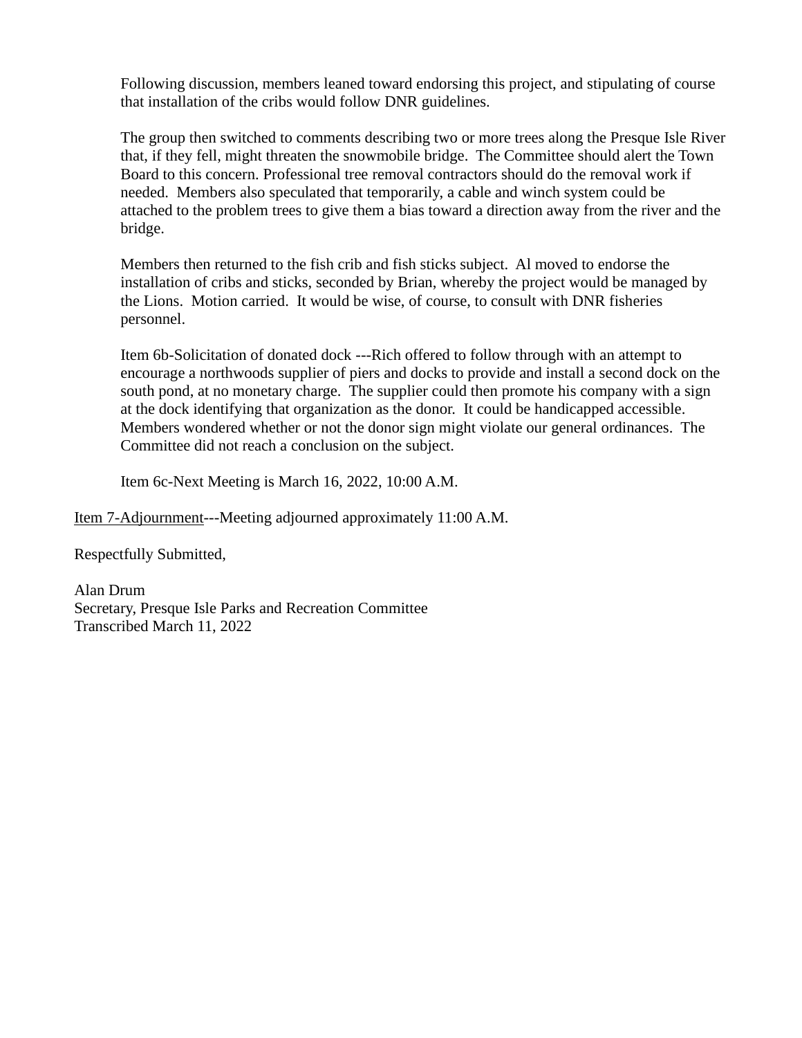Following discussion, members leaned toward endorsing this project, and stipulating of course that installation of the cribs would follow DNR guidelines.

The group then switched to comments describing two or more trees along the Presque Isle River that, if they fell, might threaten the snowmobile bridge. The Committee should alert the Town Board to this concern. Professional tree removal contractors should do the removal work if needed. Members also speculated that temporarily, a cable and winch system could be attached to the problem trees to give them a bias toward a direction away from the river and the bridge.

Members then returned to the fish crib and fish sticks subject. Al moved to endorse the installation of cribs and sticks, seconded by Brian, whereby the project would be managed by the Lions. Motion carried. It would be wise, of course, to consult with DNR fisheries personnel.

Item 6b-Solicitation of donated dock ---Rich offered to follow through with an attempt to encourage a northwoods supplier of piers and docks to provide and install a second dock on the south pond, at no monetary charge. The supplier could then promote his company with a sign at the dock identifying that organization as the donor. It could be handicapped accessible. Members wondered whether or not the donor sign might violate our general ordinances. The Committee did not reach a conclusion on the subject.

Item 6c-Next Meeting is March 16, 2022, 10:00 A.M.

<u>Item 7-Adjournment</u>---Meeting adjourned approximately 11:00 A.M.

Respectfully Submitted,

Alan Drum
Secretary, Presque Isle Parks and Recreation Committee
Transcribed March 11, 2022